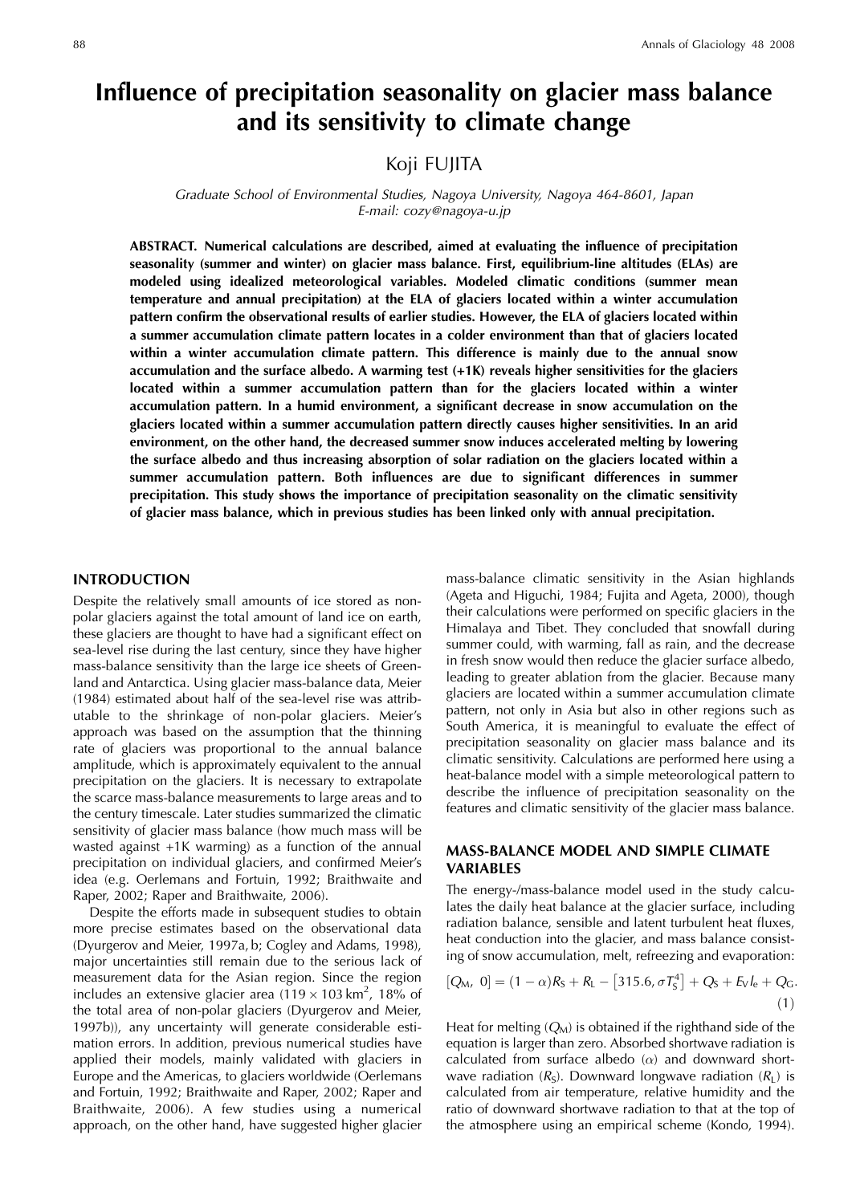# Influence of precipitation seasonality on glacier mass balance and its sensitivity to climate change

Koji FUJITA

*Graduate School of Environmental Studies, Nagoya University, Nagoya 464-8601, Japan*
*E-mail: cozy@nagoya-u.jp*

**ABSTRACT. Numerical calculations are described, aimed at evaluating the influence of precipitation seasonality (summer and winter) on glacier mass balance. First, equilibrium-line altitudes (ELAs) are modeled using idealized meteorological variables. Modeled climatic conditions (summer mean temperature and annual precipitation) at the ELA of glaciers located within a winter accumulation pattern confirm the observational results of earlier studies. However, the ELA of glaciers located within a summer accumulation climate pattern locates in a colder environment than that of glaciers located within a winter accumulation climate pattern. This difference is mainly due to the annual snow accumulation and the surface albedo. A warming test (+1K) reveals higher sensitivities for the glaciers located within a summer accumulation pattern than for the glaciers located within a winter accumulation pattern. In a humid environment, a significant decrease in snow accumulation on the glaciers located within a summer accumulation pattern directly causes higher sensitivities. In an arid environment, on the other hand, the decreased summer snow induces accelerated melting by lowering the surface albedo and thus increasing absorption of solar radiation on the glaciers located within a summer accumulation pattern. Both influences are due to significant differences in summer precipitation. This study shows the importance of precipitation seasonality on the climatic sensitivity of glacier mass balance, which in previous studies has been linked only with annual precipitation.**

## INTRODUCTION

Despite the relatively small amounts of ice stored as non-polar glaciers against the total amount of land ice on earth, these glaciers are thought to have had a significant effect on sea-level rise during the last century, since they have higher mass-balance sensitivity than the large ice sheets of Greenland and Antarctica. Using glacier mass-balance data, Meier (1984) estimated about half of the sea-level rise was attributable to the shrinkage of non-polar glaciers. Meier's approach was based on the assumption that the thinning rate of glaciers was proportional to the annual balance amplitude, which is approximately equivalent to the annual precipitation on the glaciers. It is necessary to extrapolate the scarce mass-balance measurements to large areas and to the century timescale. Later studies summarized the climatic sensitivity of glacier mass balance (how much mass will be wasted against +1K warming) as a function of the annual precipitation on individual glaciers, and confirmed Meier's idea (e.g. Oerlemans and Fortuin, 1992; Braithwaite and Raper, 2002; Raper and Braithwaite, 2006).

Despite the efforts made in subsequent studies to obtain more precise estimates based on the observational data (Dyurgerov and Meier, 1997a, b; Cogley and Adams, 1998), major uncertainties still remain due to the serious lack of measurement data for the Asian region. Since the region includes an extensive glacier area ($119 \times 103\,\text{km}^2$, 18% of the total area of non-polar glaciers (Dyurgerov and Meier, 1997b)), any uncertainty will generate considerable estimation errors. In addition, previous numerical studies have applied their models, mainly validated with glaciers in Europe and the Americas, to glaciers worldwide (Oerlemans and Fortuin, 1992; Braithwaite and Raper, 2002; Raper and Braithwaite, 2006). A few studies using a numerical approach, on the other hand, have suggested higher glacier mass-balance climatic sensitivity in the Asian highlands (Ageta and Higuchi, 1984; Fujita and Ageta, 2000), though their calculations were performed on specific glaciers in the Himalaya and Tibet. They concluded that snowfall during summer could, with warming, fall as rain, and the decrease in fresh snow would then reduce the glacier surface albedo, leading to greater ablation from the glacier. Because many glaciers are located within a summer accumulation climate pattern, not only in Asia but also in other regions such as South America, it is meaningful to evaluate the effect of precipitation seasonality on glacier mass balance and its climatic sensitivity. Calculations are performed here using a heat-balance model with a simple meteorological pattern to describe the influence of precipitation seasonality on the features and climatic sensitivity of the glacier mass balance.

## MASS-BALANCE MODEL AND SIMPLE CLIMATE VARIABLES

The energy-/mass-balance model used in the study calculates the daily heat balance at the glacier surface, including radiation balance, sensible and latent turbulent heat fluxes, heat conduction into the glacier, and mass balance consisting of snow accumulation, melt, refreezing and evaporation:

$$[Q_M,\ 0] = (1-\alpha)R_S + R_L - \left[315.6, \sigma T_S^4\right] + Q_S + E_V l_e + Q_G. \tag{1}$$

Heat for melting ($Q_M$) is obtained if the righthand side of the equation is larger than zero. Absorbed shortwave radiation is calculated from surface albedo ($\alpha$) and downward shortwave radiation ($R_S$). Downward longwave radiation ($R_L$) is calculated from air temperature, relative humidity and the ratio of downward shortwave radiation to that at the top of the atmosphere using an empirical scheme (Kondo, 1994).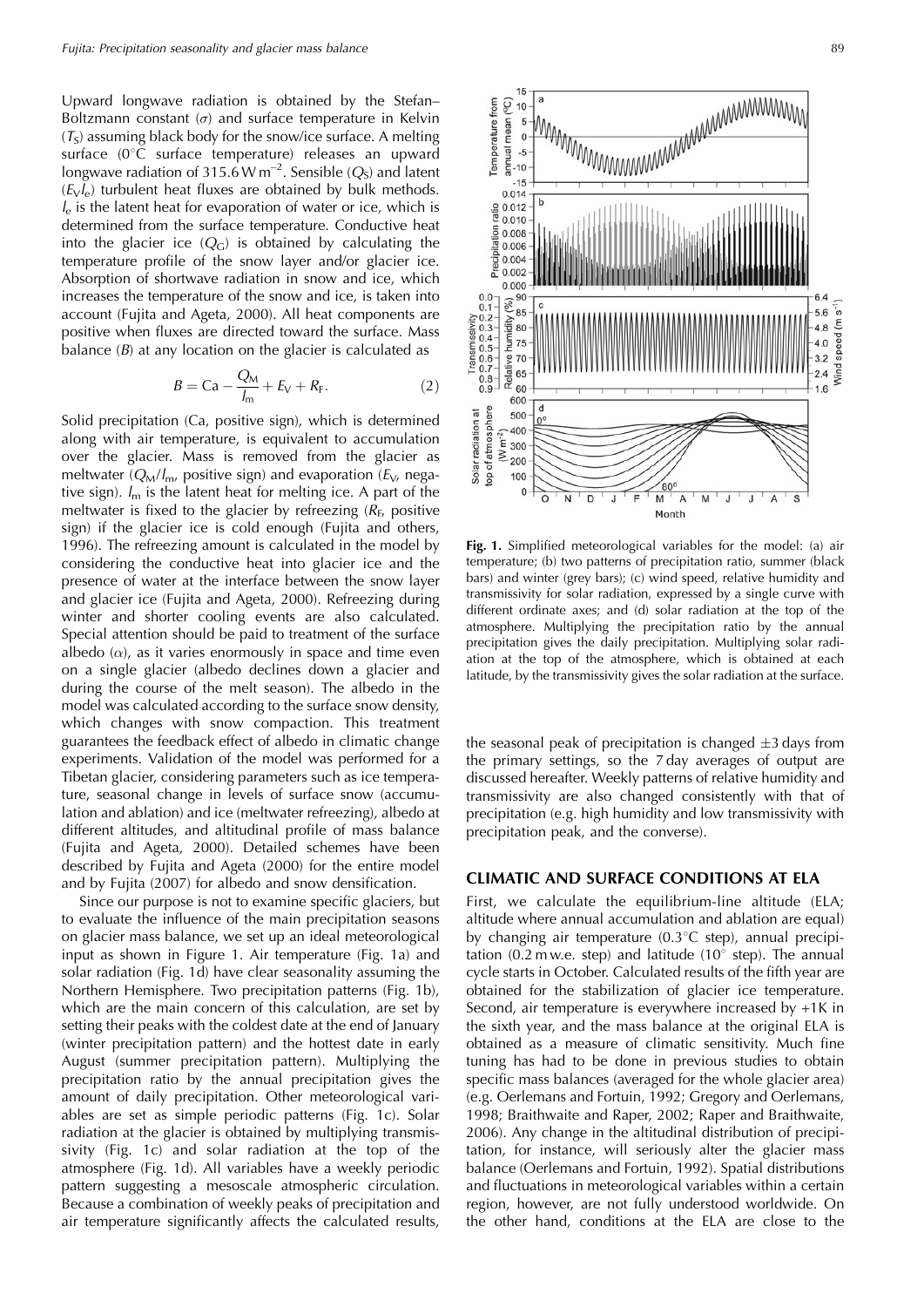Upward longwave radiation is obtained by the Stefan–Boltzmann constant ($\sigma$) and surface temperature in Kelvin ($T_S$) assuming black body for the snow/ice surface. A melting surface (0°C surface temperature) releases an upward longwave radiation of 315.6 W m$^{-2}$. Sensible ($Q_S$) and latent ($E_V l_e$) turbulent heat fluxes are obtained by bulk methods. $l_e$ is the latent heat for evaporation of water or ice, which is determined from the surface temperature. Conductive heat into the glacier ice ($Q_G$) is obtained by calculating the temperature profile of the snow layer and/or glacier ice. Absorption of shortwave radiation in snow and ice, which increases the temperature of the snow and ice, is taken into account (Fujita and Ageta, 2000). All heat components are positive when fluxes are directed toward the surface. Mass balance ($B$) at any location on the glacier is calculated as

$$B = \mathrm{Ca} - \frac{Q_M}{l_m} + E_V + R_F. \tag{2}$$

Solid precipitation (Ca, positive sign), which is determined along with air temperature, is equivalent to accumulation over the glacier. Mass is removed from the glacier as meltwater ($Q_M/l_m$, positive sign) and evaporation ($E_V$, negative sign). $l_m$ is the latent heat for melting ice. A part of the meltwater is fixed to the glacier by refreezing ($R_F$, positive sign) if the glacier ice is cold enough (Fujita and others, 1996). The refreezing amount is calculated in the model by considering the conductive heat into glacier ice and the presence of water at the interface between the snow layer and glacier ice (Fujita and Ageta, 2000). Refreezing during winter and shorter cooling events are also calculated. Special attention should be paid to treatment of the surface albedo ($\alpha$), as it varies enormously in space and time even on a single glacier (albedo declines down a glacier and during the course of the melt season). The albedo in the model was calculated according to the surface snow density, which changes with snow compaction. This treatment guarantees the feedback effect of albedo in climatic change experiments. Validation of the model was performed for a Tibetan glacier, considering parameters such as ice temperature, seasonal change in levels of surface snow (accumulation and ablation) and ice (meltwater refreezing), albedo at different altitudes, and altitudinal profile of mass balance (Fujita and Ageta, 2000). Detailed schemes have been described by Fujita and Ageta (2000) for the entire model and by Fujita (2007) for albedo and snow densification.

Since our purpose is not to examine specific glaciers, but to evaluate the influence of the main precipitation seasons on glacier mass balance, we set up an ideal meteorological input as shown in Figure 1. Air temperature (Fig. 1a) and solar radiation (Fig. 1d) have clear seasonality assuming the Northern Hemisphere. Two precipitation patterns (Fig. 1b), which are the main concern of this calculation, are set by setting their peaks with the coldest date at the end of January (winter precipitation pattern) and the hottest date in early August (summer precipitation pattern). Multiplying the precipitation ratio by the annual precipitation gives the amount of daily precipitation. Other meteorological variables are set as simple periodic patterns (Fig. 1c). Solar radiation at the glacier is obtained by multiplying transmissivity (Fig. 1c) and solar radiation at the top of the atmosphere (Fig. 1d). All variables have a weekly periodic pattern suggesting a mesoscale atmospheric circulation. Because a combination of weekly peaks of precipitation and air temperature significantly affects the calculated results, the seasonal peak of precipitation is changed ±3 days from the primary settings, so the 7 day averages of output are discussed hereafter. Weekly patterns of relative humidity and transmissivity are also changed consistently with that of precipitation (e.g. high humidity and low transmissivity with precipitation peak, and the converse).

**Fig. 1.** Simplified meteorological variables for the model: (a) air temperature; (b) two patterns of precipitation ratio, summer (black bars) and winter (grey bars); (c) wind speed, relative humidity and transmissivity for solar radiation, expressed by a single curve with different ordinate axes; and (d) solar radiation at the top of the atmosphere. Multiplying the precipitation ratio by the annual precipitation gives the daily precipitation. Multiplying solar radiation at the top of the atmosphere, which is obtained at each latitude, by the transmissivity gives the solar radiation at the surface.

## CLIMATIC AND SURFACE CONDITIONS AT ELA

First, we calculate the equilibrium-line altitude (ELA; altitude where annual accumulation and ablation are equal) by changing air temperature (0.3°C step), annual precipitation (0.2 m w.e. step) and latitude (10° step). The annual cycle starts in October. Calculated results of the fifth year are obtained for the stabilization of glacier ice temperature. Second, air temperature is everywhere increased by +1 K in the sixth year, and the mass balance at the original ELA is obtained as a measure of climatic sensitivity. Much fine tuning has had to be done in previous studies to obtain specific mass balances (averaged for the whole glacier area) (e.g. Oerlemans and Fortuin, 1992; Gregory and Oerlemans, 1998; Braithwaite and Raper, 2002; Raper and Braithwaite, 2006). Any change in the altitudinal distribution of precipitation, for instance, will seriously alter the glacier mass balance (Oerlemans and Fortuin, 1992). Spatial distributions and fluctuations in meteorological variables within a certain region, however, are not fully understood worldwide. On the other hand, conditions at the ELA are close to the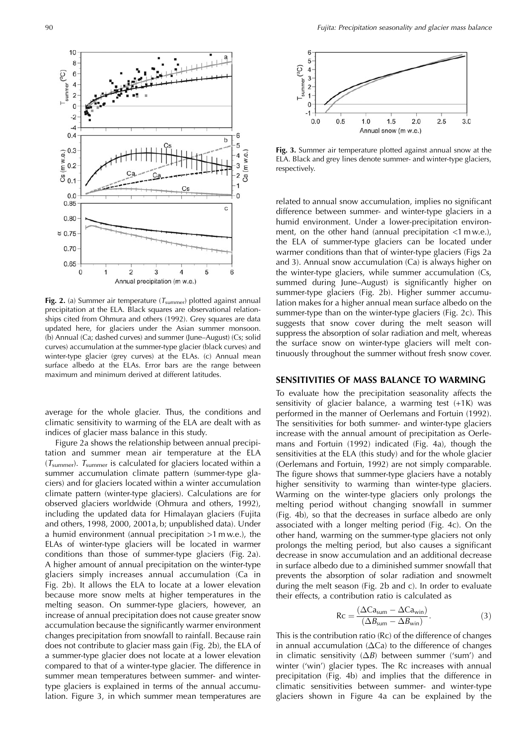**Fig. 2.** (a) Summer air temperature ($T_{summer}$) plotted against annual precipitation at the ELA. Black squares are observational relationships cited from Ohmura and others (1992). Grey squares are data updated here, for glaciers under the Asian summer monsoon. (b) Annual (Ca; dashed curves) and summer (June–August) (Cs; solid curves) accumulation at the summer-type glacier (black curves) and winter-type glacier (grey curves) at the ELAs. (c) Annual mean surface albedo at the ELAs. Error bars are the range between maximum and minimum derived at different latitudes.

average for the whole glacier. Thus, the conditions and climatic sensitivity to warming of the ELA are dealt with as indices of glacier mass balance in this study.

Figure 2a shows the relationship between annual precipitation and summer mean air temperature at the ELA ($T_{summer}$). $T_{summer}$ is calculated for glaciers located within a summer accumulation climate pattern (summer-type glaciers) and for glaciers located within a winter accumulation climate pattern (winter-type glaciers). Calculations are for observed glaciers worldwide (Ohmura and others, 1992), including the updated data for Himalayan glaciers (Fujita and others, 1998, 2000, 2001a, b; unpublished data). Under a humid environment (annual precipitation >1 m w.e.), the ELAs of winter-type glaciers will be located in warmer conditions than those of summer-type glaciers (Fig. 2a). A higher amount of annual precipitation on the winter-type glaciers simply increases annual accumulation (Ca in Fig. 2b). It allows the ELA to locate at a lower elevation because more snow melts at higher temperatures in the melting season. On summer-type glaciers, however, an increase of annual precipitation does not cause greater snow accumulation because the significantly warmer environment changes precipitation from snowfall to rainfall. Because rain does not contribute to glacier mass gain (Fig. 2b), the ELA of a summer-type glacier does not locate at a lower elevation compared to that of a winter-type glacier. The difference in summer mean temperatures between summer- and winter-type glaciers is explained in terms of the annual accumulation. Figure 3, in which summer mean temperatures are related to annual snow accumulation, implies no significant difference between summer- and winter-type glaciers in a humid environment. Under a lower-precipitation environment, on the other hand (annual precipitation <1 m w.e.), the ELA of summer-type glaciers can be located under warmer conditions than that of winter-type glaciers (Figs 2a and 3). Annual snow accumulation (Ca) is always higher on the winter-type glaciers, while summer accumulation (Cs, summed during June–August) is significantly higher on summer-type glaciers (Fig. 2b). Higher summer accumulation makes for a higher annual mean surface albedo on the summer-type than on the winter-type glaciers (Fig. 2c). This suggests that snow cover during the melt season will suppress the absorption of solar radiation and melt, whereas the surface snow on winter-type glaciers will melt continuously throughout the summer without fresh snow cover.

**Fig. 3.** Summer air temperature plotted against annual snow at the ELA. Black and grey lines denote summer- and winter-type glaciers, respectively.

## SENSITIVITIES OF MASS BALANCE TO WARMING

To evaluate how the precipitation seasonality affects the sensitivity of glacier balance, a warming test (+1K) was performed in the manner of Oerlemans and Fortuin (1992). The sensitivities for both summer- and winter-type glaciers increase with the annual amount of precipitation as Oerlemans and Fortuin (1992) indicated (Fig. 4a), though the sensitivities at the ELA (this study) and for the whole glacier (Oerlemans and Fortuin, 1992) are not simply comparable. The figure shows that summer-type glaciers have a notably higher sensitivity to warming than winter-type glaciers. Warming on the winter-type glaciers only prolongs the melting period without changing snowfall in summer (Fig. 4b), so that the decreases in surface albedo are only associated with a longer melting period (Fig. 4c). On the other hand, warming on the summer-type glaciers not only prolongs the melting period, but also causes a significant decrease in snow accumulation and an additional decrease in surface albedo due to a diminished summer snowfall that prevents the absorption of solar radiation and snowmelt during the melt season (Fig. 2b and c). In order to evaluate their effects, a contribution ratio is calculated as

$$\mathrm{Rc} = \frac{(\Delta \mathrm{Ca}_{\mathrm{sum}} - \Delta \mathrm{Ca}_{\mathrm{win}})}{(\Delta B_{\mathrm{sum}} - \Delta B_{\mathrm{win}})}. \tag{3}$$

This is the contribution ratio (Rc) of the difference of changes in annual accumulation ($\Delta$Ca) to the difference of changes in climatic sensitivity ($\Delta B$) between summer ('sum') and winter ('win') glacier types. The Rc increases with annual precipitation (Fig. 4b) and implies that the difference in climatic sensitivities between summer- and winter-type glaciers shown in Figure 4a can be explained by the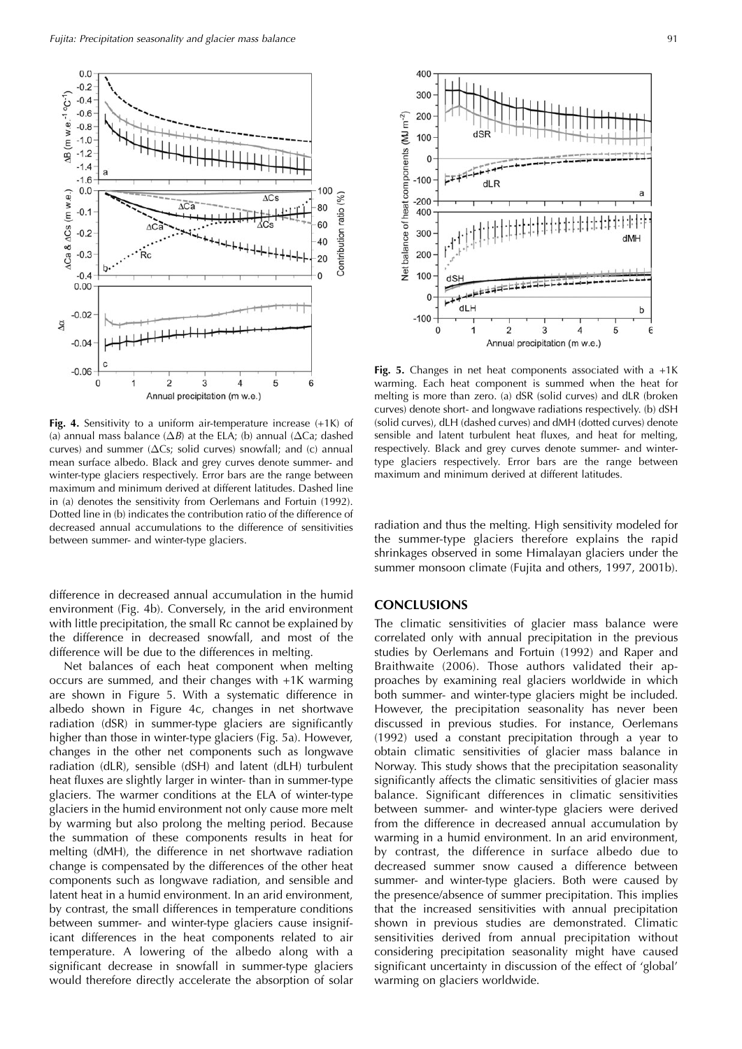**Fig. 4.** Sensitivity to a uniform air-temperature increase (+1K) of (a) annual mass balance ($\Delta B$) at the ELA; (b) annual ($\Delta$Ca; dashed curves) and summer ($\Delta$Cs; solid curves) snowfall; and (c) annual mean surface albedo. Black and grey curves denote summer- and winter-type glaciers respectively. Error bars are the range between maximum and minimum derived at different latitudes. Dashed line in (a) denotes the sensitivity from Oerlemans and Fortuin (1992). Dotted line in (b) indicates the contribution ratio of the difference of decreased annual accumulations to the difference of sensitivities between summer- and winter-type glaciers.

difference in decreased annual accumulation in the humid environment (Fig. 4b). Conversely, in the arid environment with little precipitation, the small Rc cannot be explained by the difference in decreased snowfall, and most of the difference will be due to the differences in melting.

Net balances of each heat component when melting occurs are summed, and their changes with +1K warming are shown in Figure 5. With a systematic difference in albedo shown in Figure 4c, changes in net shortwave radiation (dSR) in summer-type glaciers are significantly higher than those in winter-type glaciers (Fig. 5a). However, changes in the other net components such as longwave radiation (dLR), sensible (dSH) and latent (dLH) turbulent heat fluxes are slightly larger in winter- than in summer-type glaciers. The warmer conditions at the ELA of winter-type glaciers in the humid environment not only cause more melt by warming but also prolong the melting period. Because the summation of these components results in heat for melting (dMH), the difference in net shortwave radiation change is compensated by the differences of the other heat components such as longwave radiation, and sensible and latent heat in a humid environment. In an arid environment, by contrast, the small differences in temperature conditions between summer- and winter-type glaciers cause insignificant differences in the heat components related to air temperature. A lowering of the albedo along with a significant decrease in snowfall in summer-type glaciers would therefore directly accelerate the absorption of solar radiation and thus the melting. High sensitivity modeled for the summer-type glaciers therefore explains the rapid shrinkages observed in some Himalayan glaciers under the summer monsoon climate (Fujita and others, 1997, 2001b).

**Fig. 5.** Changes in net heat components associated with a +1K warming. Each heat component is summed when the heat for melting is more than zero. (a) dSR (solid curves) and dLR (broken curves) denote short- and longwave radiations respectively. (b) dSH (solid curves), dLH (dashed curves) and dMH (dotted curves) denote sensible and latent turbulent heat fluxes, and heat for melting, respectively. Black and grey curves denote summer- and winter-type glaciers respectively. Error bars are the range between maximum and minimum derived at different latitudes.

## CONCLUSIONS

The climatic sensitivities of glacier mass balance were correlated only with annual precipitation in the previous studies by Oerlemans and Fortuin (1992) and Raper and Braithwaite (2006). Those authors validated their approaches by examining real glaciers worldwide in which both summer- and winter-type glaciers might be included. However, the precipitation seasonality has never been discussed in previous studies. For instance, Oerlemans (1992) used a constant precipitation through a year to obtain climatic sensitivities of glacier mass balance in Norway. This study shows that the precipitation seasonality significantly affects the climatic sensitivities of glacier mass balance. Significant differences in climatic sensitivities between summer- and winter-type glaciers were derived from the difference in decreased annual accumulation by warming in a humid environment. In an arid environment, by contrast, the difference in surface albedo due to decreased summer snow caused a difference between summer- and winter-type glaciers. Both were caused by the presence/absence of summer precipitation. This implies that the increased sensitivities with annual precipitation shown in previous studies are demonstrated. Climatic sensitivities derived from annual precipitation without considering precipitation seasonality might have caused significant uncertainty in discussion of the effect of 'global' warming on glaciers worldwide.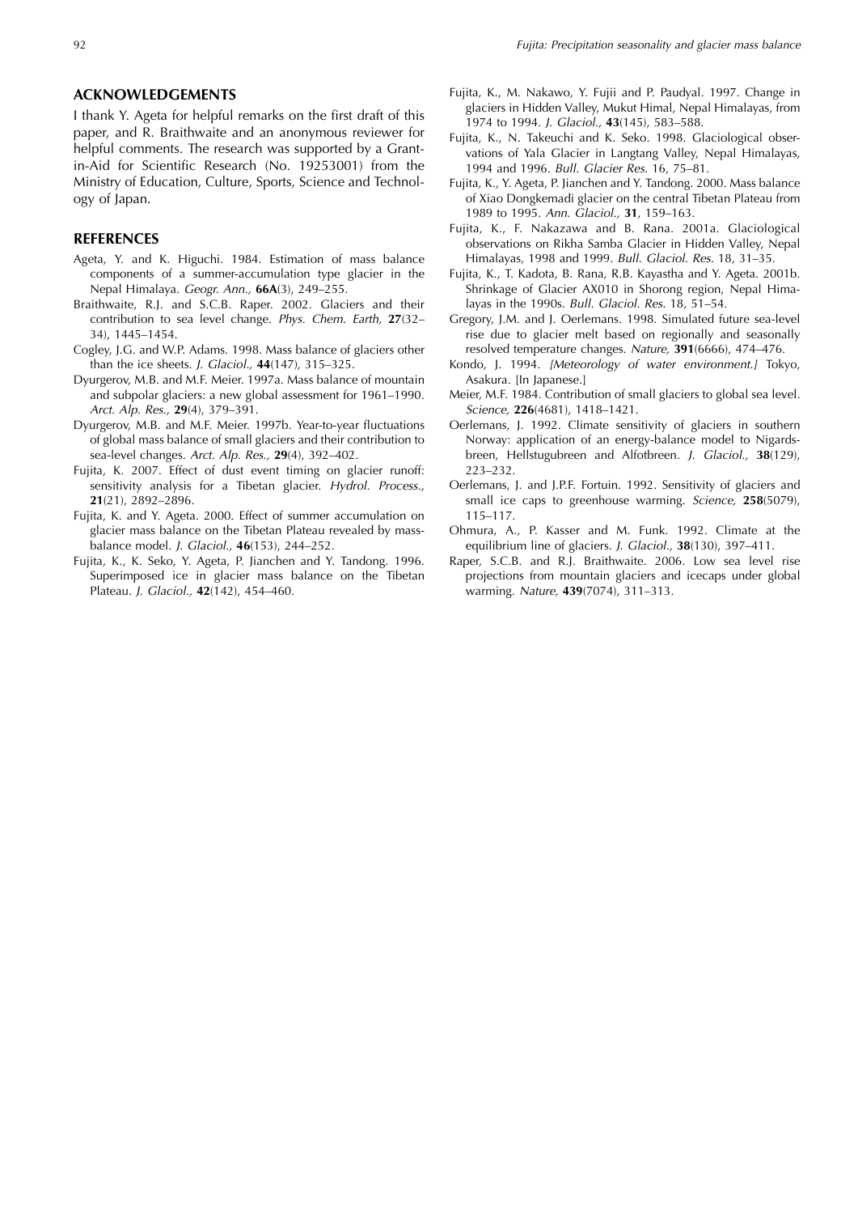## ACKNOWLEDGEMENTS

I thank Y. Ageta for helpful remarks on the first draft of this paper, and R. Braithwaite and an anonymous reviewer for helpful comments. The research was supported by a Grant-in-Aid for Scientific Research (No. 19253001) from the Ministry of Education, Culture, Sports, Science and Technology of Japan.

## REFERENCES

Ageta, Y. and K. Higuchi. 1984. Estimation of mass balance components of a summer-accumulation type glacier in the Nepal Himalaya. *Geogr. Ann.,* **66A**(3), 249–255.

Braithwaite, R.J. and S.C.B. Raper. 2002. Glaciers and their contribution to sea level change. *Phys. Chem. Earth,* **27**(32–34), 1445–1454.

Cogley, J.G. and W.P. Adams. 1998. Mass balance of glaciers other than the ice sheets. *J. Glaciol.,* **44**(147), 315–325.

Dyurgerov, M.B. and M.F. Meier. 1997a. Mass balance of mountain and subpolar glaciers: a new global assessment for 1961–1990. *Arct. Alp. Res.,* **29**(4), 379–391.

Dyurgerov, M.B. and M.F. Meier. 1997b. Year-to-year fluctuations of global mass balance of small glaciers and their contribution to sea-level changes. *Arct. Alp. Res.,* **29**(4), 392–402.

Fujita, K. 2007. Effect of dust event timing on glacier runoff: sensitivity analysis for a Tibetan glacier. *Hydrol. Process.,* **21**(21), 2892–2896.

Fujita, K. and Y. Ageta. 2000. Effect of summer accumulation on glacier mass balance on the Tibetan Plateau revealed by mass-balance model. *J. Glaciol.,* **46**(153), 244–252.

Fujita, K., K. Seko, Y. Ageta, P. Jianchen and Y. Tandong. 1996. Superimposed ice in glacier mass balance on the Tibetan Plateau. *J. Glaciol.,* **42**(142), 454–460.

Fujita, K., M. Nakawo, Y. Fujii and P. Paudyal. 1997. Change in glaciers in Hidden Valley, Mukut Himal, Nepal Himalayas, from 1974 to 1994. *J. Glaciol.,* **43**(145), 583–588.

Fujita, K., N. Takeuchi and K. Seko. 1998. Glaciological observations of Yala Glacier in Langtang Valley, Nepal Himalayas, 1994 and 1996. *Bull. Glacier Res.* 16, 75–81.

Fujita, K., Y. Ageta, P. Jianchen and Y. Tandong. 2000. Mass balance of Xiao Dongkemadi glacier on the central Tibetan Plateau from 1989 to 1995. *Ann. Glaciol.,* **31**, 159–163.

Fujita, K., F. Nakazawa and B. Rana. 2001a. Glaciological observations on Rikha Samba Glacier in Hidden Valley, Nepal Himalayas, 1998 and 1999. *Bull. Glaciol. Res.* 18, 31–35.

Fujita, K., T. Kadota, B. Rana, R.B. Kayastha and Y. Ageta. 2001b. Shrinkage of Glacier AX010 in Shorong region, Nepal Himalayas in the 1990s. *Bull. Glaciol. Res.* 18, 51–54.

Gregory, J.M. and J. Oerlemans. 1998. Simulated future sea-level rise due to glacier melt based on regionally and seasonally resolved temperature changes. *Nature,* **391**(6666), 474–476.

Kondo, J. 1994. *[Meteorology of water environment.]* Tokyo, Asakura. [In Japanese.]

Meier, M.F. 1984. Contribution of small glaciers to global sea level. *Science,* **226**(4681), 1418–1421.

Oerlemans, J. 1992. Climate sensitivity of glaciers in southern Norway: application of an energy-balance model to Nigardsbreen, Hellstugubreen and Alfotbreen. *J. Glaciol.,* **38**(129), 223–232.

Oerlemans, J. and J.P.F. Fortuin. 1992. Sensitivity of glaciers and small ice caps to greenhouse warming. *Science,* **258**(5079), 115–117.

Ohmura, A., P. Kasser and M. Funk. 1992. Climate at the equilibrium line of glaciers. *J. Glaciol.,* **38**(130), 397–411.

Raper, S.C.B. and R.J. Braithwaite. 2006. Low sea level rise projections from mountain glaciers and icecaps under global warming. *Nature,* **439**(7074), 311–313.